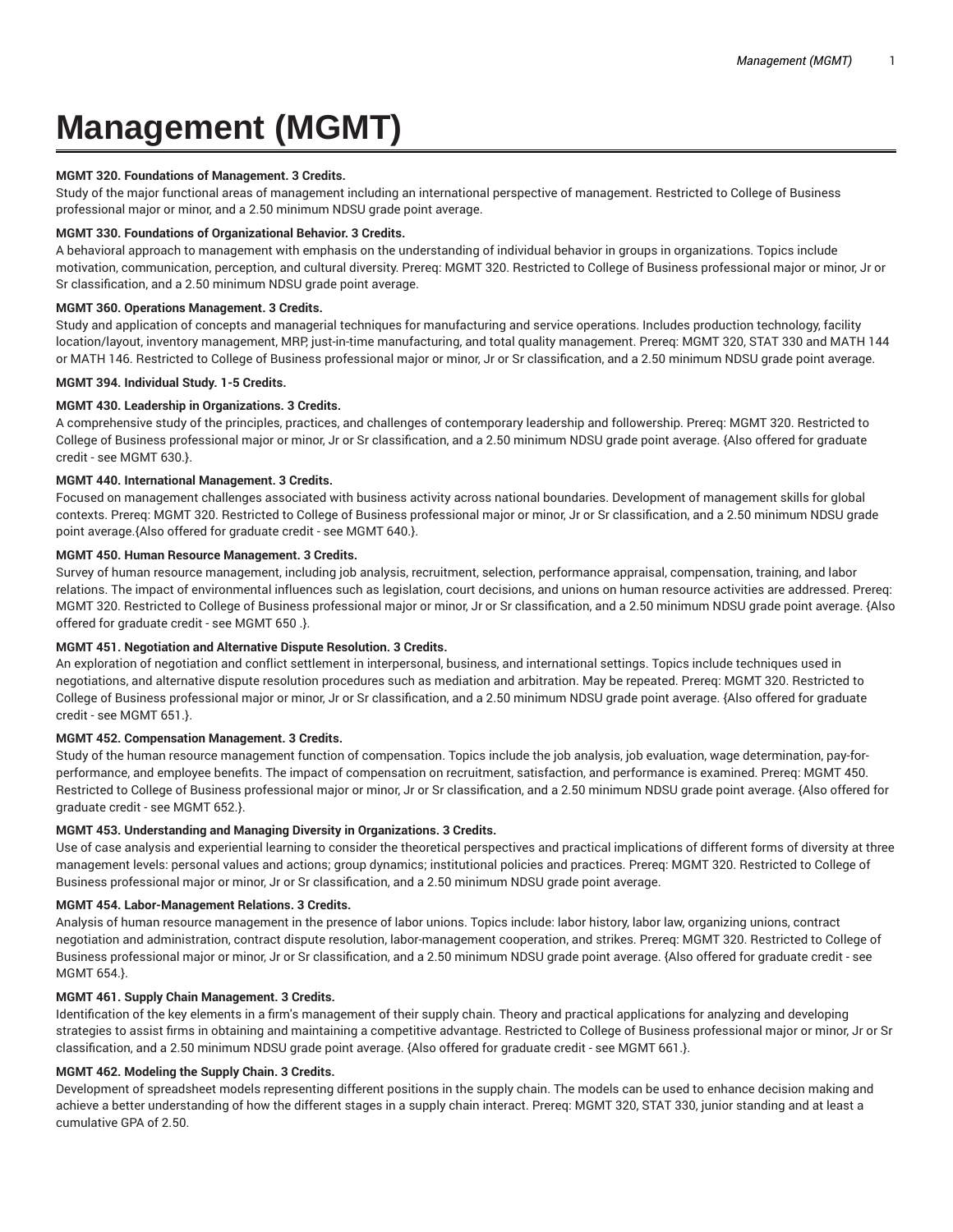# Management (MGMT)

**MGMT 320. Foundations of Management. 3 Credits.**

Study of the major functional areas of management including an international perspective of management. Restricted to College of Business professional major or minor, and a 2.50 minimum NDSU grade point average.

**MGMT 330. Foundations of Organizational Behavior. 3 Credits.**

A behavioral approach to management with emphasis on the understanding of individual behavior in groups in organizations. Topics include motivation, communication, perception, and cultural diversity. Prereq: MGMT 320. Restricted to College of Business professional major or minor, Jr or Sr classification, and a 2.50 minimum NDSU grade point average.

**MGMT 360. Operations Management. 3 Credits.**

Study and application of concepts and managerial techniques for manufacturing and service operations. Includes production technology, facility location/layout, inventory management, MRP, just-in-time manufacturing, and total quality management. Prereq: MGMT 320, STAT 330 and MATH 144 or MATH 146. Restricted to College of Business professional major or minor, Jr or Sr classification, and a 2.50 minimum NDSU grade point average.

**MGMT 394. Individual Study. 1-5 Credits.**

**MGMT 430. Leadership in Organizations. 3 Credits.**

A comprehensive study of the principles, practices, and challenges of contemporary leadership and followership. Prereq: MGMT 320. Restricted to College of Business professional major or minor, Jr or Sr classification, and a 2.50 minimum NDSU grade point average. {Also offered for graduate credit - see MGMT 630.}.

**MGMT 440. International Management. 3 Credits.**

Focused on management challenges associated with business activity across national boundaries. Development of management skills for global contexts. Prereq: MGMT 320. Restricted to College of Business professional major or minor, Jr or Sr classification, and a 2.50 minimum NDSU grade point average.{Also offered for graduate credit - see MGMT 640.}.

**MGMT 450. Human Resource Management. 3 Credits.**

Survey of human resource management, including job analysis, recruitment, selection, performance appraisal, compensation, training, and labor relations. The impact of environmental influences such as legislation, court decisions, and unions on human resource activities are addressed. Prereq: MGMT 320. Restricted to College of Business professional major or minor, Jr or Sr classification, and a 2.50 minimum NDSU grade point average. {Also offered for graduate credit - see MGMT 650 .}.

**MGMT 451. Negotiation and Alternative Dispute Resolution. 3 Credits.**

An exploration of negotiation and conflict settlement in interpersonal, business, and international settings. Topics include techniques used in negotiations, and alternative dispute resolution procedures such as mediation and arbitration. May be repeated. Prereq: MGMT 320. Restricted to College of Business professional major or minor, Jr or Sr classification, and a 2.50 minimum NDSU grade point average. {Also offered for graduate credit - see MGMT 651.}.

**MGMT 452. Compensation Management. 3 Credits.**

Study of the human resource management function of compensation. Topics include the job analysis, job evaluation, wage determination, pay-for-performance, and employee benefits. The impact of compensation on recruitment, satisfaction, and performance is examined. Prereq: MGMT 450. Restricted to College of Business professional major or minor, Jr or Sr classification, and a 2.50 minimum NDSU grade point average. {Also offered for graduate credit - see MGMT 652.}.

**MGMT 453. Understanding and Managing Diversity in Organizations. 3 Credits.**

Use of case analysis and experiential learning to consider the theoretical perspectives and practical implications of different forms of diversity at three management levels: personal values and actions; group dynamics; institutional policies and practices. Prereq: MGMT 320. Restricted to College of Business professional major or minor, Jr or Sr classification, and a 2.50 minimum NDSU grade point average.

**MGMT 454. Labor-Management Relations. 3 Credits.**

Analysis of human resource management in the presence of labor unions. Topics include: labor history, labor law, organizing unions, contract negotiation and administration, contract dispute resolution, labor-management cooperation, and strikes. Prereq: MGMT 320. Restricted to College of Business professional major or minor, Jr or Sr classification, and a 2.50 minimum NDSU grade point average. {Also offered for graduate credit - see MGMT 654.}.

**MGMT 461. Supply Chain Management. 3 Credits.**

Identification of the key elements in a firm's management of their supply chain. Theory and practical applications for analyzing and developing strategies to assist firms in obtaining and maintaining a competitive advantage. Restricted to College of Business professional major or minor, Jr or Sr classification, and a 2.50 minimum NDSU grade point average. {Also offered for graduate credit - see MGMT 661.}.

**MGMT 462. Modeling the Supply Chain. 3 Credits.**

Development of spreadsheet models representing different positions in the supply chain. The models can be used to enhance decision making and achieve a better understanding of how the different stages in a supply chain interact. Prereq: MGMT 320, STAT 330, junior standing and at least a cumulative GPA of 2.50.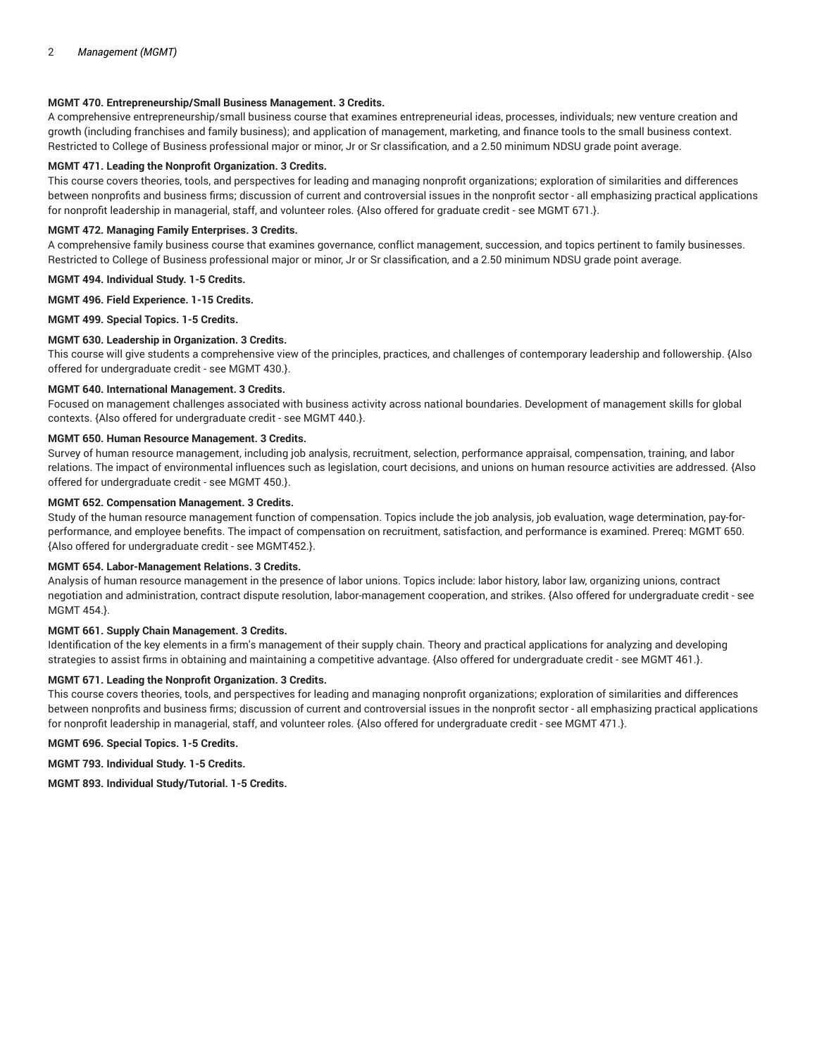**MGMT 470. Entrepreneurship/Small Business Management. 3 Credits.**
A comprehensive entrepreneurship/small business course that examines entrepreneurial ideas, processes, individuals; new venture creation and growth (including franchises and family business); and application of management, marketing, and finance tools to the small business context. Restricted to College of Business professional major or minor, Jr or Sr classification, and a 2.50 minimum NDSU grade point average.

**MGMT 471. Leading the Nonprofit Organization. 3 Credits.**
This course covers theories, tools, and perspectives for leading and managing nonprofit organizations; exploration of similarities and differences between nonprofits and business firms; discussion of current and controversial issues in the nonprofit sector - all emphasizing practical applications for nonprofit leadership in managerial, staff, and volunteer roles. {Also offered for graduate credit - see MGMT 671.}.

**MGMT 472. Managing Family Enterprises. 3 Credits.**
A comprehensive family business course that examines governance, conflict management, succession, and topics pertinent to family businesses. Restricted to College of Business professional major or minor, Jr or Sr classification, and a 2.50 minimum NDSU grade point average.

**MGMT 494. Individual Study. 1-5 Credits.**

**MGMT 496. Field Experience. 1-15 Credits.**

**MGMT 499. Special Topics. 1-5 Credits.**

**MGMT 630. Leadership in Organization. 3 Credits.**
This course will give students a comprehensive view of the principles, practices, and challenges of contemporary leadership and followership. {Also offered for undergraduate credit - see MGMT 430.}.

**MGMT 640. International Management. 3 Credits.**
Focused on management challenges associated with business activity across national boundaries. Development of management skills for global contexts. {Also offered for undergraduate credit - see MGMT 440.}.

**MGMT 650. Human Resource Management. 3 Credits.**
Survey of human resource management, including job analysis, recruitment, selection, performance appraisal, compensation, training, and labor relations. The impact of environmental influences such as legislation, court decisions, and unions on human resource activities are addressed. {Also offered for undergraduate credit - see MGMT 450.}.

**MGMT 652. Compensation Management. 3 Credits.**
Study of the human resource management function of compensation. Topics include the job analysis, job evaluation, wage determination, pay-for-performance, and employee benefits. The impact of compensation on recruitment, satisfaction, and performance is examined. Prereq: MGMT 650. {Also offered for undergraduate credit - see MGMT452.}.

**MGMT 654. Labor-Management Relations. 3 Credits.**
Analysis of human resource management in the presence of labor unions. Topics include: labor history, labor law, organizing unions, contract negotiation and administration, contract dispute resolution, labor-management cooperation, and strikes. {Also offered for undergraduate credit - see MGMT 454.}.

**MGMT 661. Supply Chain Management. 3 Credits.**
Identification of the key elements in a firm's management of their supply chain. Theory and practical applications for analyzing and developing strategies to assist firms in obtaining and maintaining a competitive advantage. {Also offered for undergraduate credit - see MGMT 461.}.

**MGMT 671. Leading the Nonprofit Organization. 3 Credits.**
This course covers theories, tools, and perspectives for leading and managing nonprofit organizations; exploration of similarities and differences between nonprofits and business firms; discussion of current and controversial issues in the nonprofit sector - all emphasizing practical applications for nonprofit leadership in managerial, staff, and volunteer roles. {Also offered for undergraduate credit - see MGMT 471.}.

**MGMT 696. Special Topics. 1-5 Credits.**

**MGMT 793. Individual Study. 1-5 Credits.**

**MGMT 893. Individual Study/Tutorial. 1-5 Credits.**